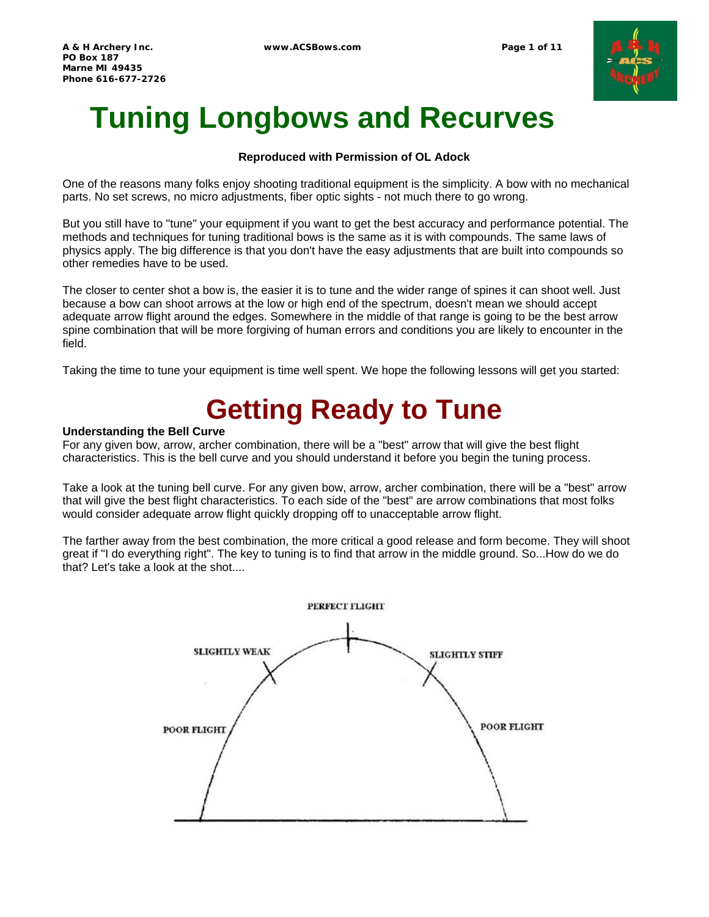# Tuning Longbows and Recurves

**Reproduced with Permission of OL Adcock**

One of the reasons many folks enjoy shooting traditional equipment is the simplicity. A bow with no mechanical parts. No set screws, no micro adjustments, fiber optic sights - not much there to go wrong.

But you still have to "tune" your equipment if you want to get the best accuracy and performance potential. The methods and techniques for tuning traditional bows is the same as it is with compounds. The same laws of physics apply. The big difference is that you don't have the easy adjustments that are built into compounds so other remedies have to be used.

The closer to center shot a bow is, the easier it is to tune and the wider range of spines it can shoot well. Just because a bow can shoot arrows at the low or high end of the spectrum, doesn't mean we should accept adequate arrow flight around the edges. Somewhere in the middle of that range is going to be the best arrow spine combination that will be more forgiving of human errors and conditions you are likely to encounter in the field.

Taking the time to tune your equipment is time well spent. We hope the following lessons will get you started:

# Getting Ready to Tune

**Understanding the Bell Curve**

For any given bow, arrow, archer combination, there will be a "best" arrow that will give the best flight characteristics. This is the bell curve and you should understand it before you begin the tuning process.

Take a look at the tuning bell curve. For any given bow, arrow, archer combination, there will be a "best" arrow that will give the best flight characteristics. To each side of the "best" are arrow combinations that most folks would consider adequate arrow flight quickly dropping off to unacceptable arrow flight.

The farther away from the best combination, the more critical a good release and form become. They will shoot great if "I do everything right". The key to tuning is to find that arrow in the middle ground. So...How do we do that? Let's take a look at the shot....

PERFECT FLIGHT

SLIGHTLY WEAK

SLIGHTLY STIFF

POOR FLIGHT

POOR FLIGHT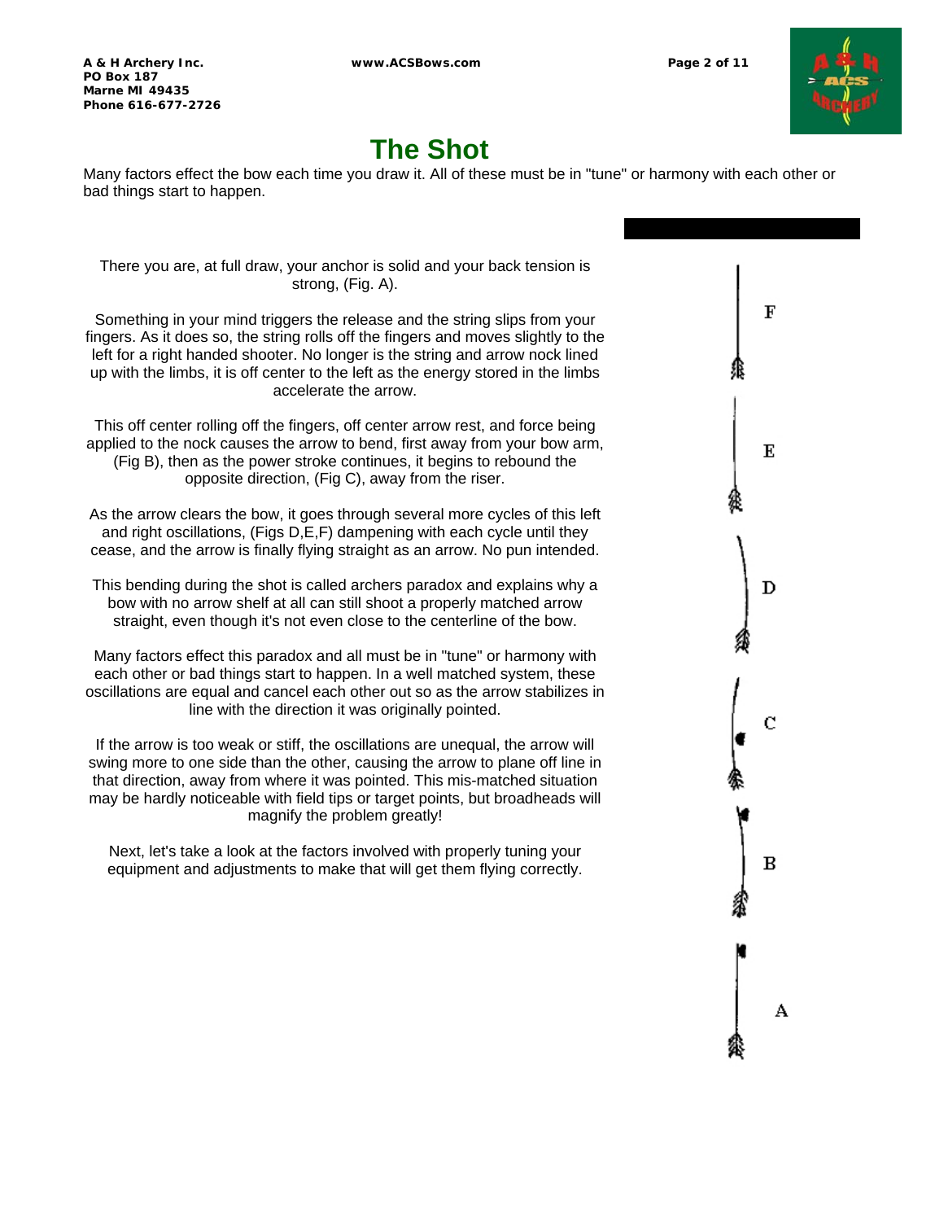# The Shot

Many factors effect the bow each time you draw it. All of these must be in "tune" or harmony with each other or bad things start to happen.

There you are, at full draw, your anchor is solid and your back tension is strong, (Fig. A).

Something in your mind triggers the release and the string slips from your fingers. As it does so, the string rolls off the fingers and moves slightly to the left for a right handed shooter. No longer is the string and arrow nock lined up with the limbs, it is off center to the left as the energy stored in the limbs accelerate the arrow.

This off center rolling off the fingers, off center arrow rest, and force being applied to the nock causes the arrow to bend, first away from your bow arm, (Fig B), then as the power stroke continues, it begins to rebound the opposite direction, (Fig C), away from the riser.

As the arrow clears the bow, it goes through several more cycles of this left and right oscillations, (Figs D,E,F) dampening with each cycle until they cease, and the arrow is finally flying straight as an arrow. No pun intended.

This bending during the shot is called archers paradox and explains why a bow with no arrow shelf at all can still shoot a properly matched arrow straight, even though it's not even close to the centerline of the bow.

Many factors effect this paradox and all must be in "tune" or harmony with each other or bad things start to happen. In a well matched system, these oscillations are equal and cancel each other out so as the arrow stabilizes in line with the direction it was originally pointed.

If the arrow is too weak or stiff, the oscillations are unequal, the arrow will swing more to one side than the other, causing the arrow to plane off line in that direction, away from where it was pointed. This mis-matched situation may be hardly noticeable with field tips or target points, but broadheads will magnify the problem greatly!

Next, let's take a look at the factors involved with properly tuning your equipment and adjustments to make that will get them flying correctly.

F

E

D

C

B

A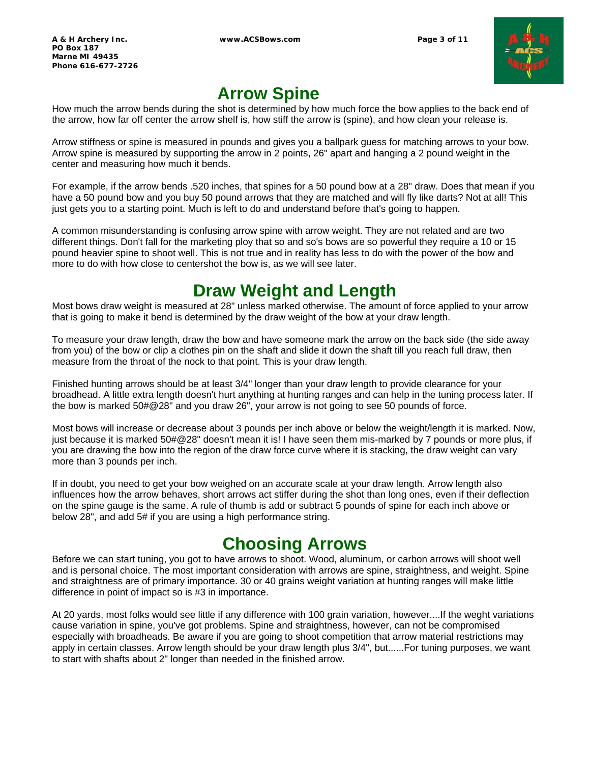# Arrow Spine

How much the arrow bends during the shot is determined by how much force the bow applies to the back end of the arrow, how far off center the arrow shelf is, how stiff the arrow is (spine), and how clean your release is.

Arrow stiffness or spine is measured in pounds and gives you a ballpark guess for matching arrows to your bow. Arrow spine is measured by supporting the arrow in 2 points, 26" apart and hanging a 2 pound weight in the center and measuring how much it bends.

For example, if the arrow bends .520 inches, that spines for a 50 pound bow at a 28" draw. Does that mean if you have a 50 pound bow and you buy 50 pound arrows that they are matched and will fly like darts? Not at all! This just gets you to a starting point. Much is left to do and understand before that's going to happen.

A common misunderstanding is confusing arrow spine with arrow weight. They are not related and are two different things. Don't fall for the marketing ploy that so and so's bows are so powerful they require a 10 or 15 pound heavier spine to shoot well. This is not true and in reality has less to do with the power of the bow and more to do with how close to centershot the bow is, as we will see later.

# Draw Weight and Length

Most bows draw weight is measured at 28" unless marked otherwise. The amount of force applied to your arrow that is going to make it bend is determined by the draw weight of the bow at your draw length.

To measure your draw length, draw the bow and have someone mark the arrow on the back side (the side away from you) of the bow or clip a clothes pin on the shaft and slide it down the shaft till you reach full draw, then measure from the throat of the nock to that point. This is your draw length.

Finished hunting arrows should be at least 3/4" longer than your draw length to provide clearance for your broadhead. A little extra length doesn't hurt anything at hunting ranges and can help in the tuning process later. If the bow is marked 50#@28" and you draw 26", your arrow is not going to see 50 pounds of force.

Most bows will increase or decrease about 3 pounds per inch above or below the weight/length it is marked. Now, just because it is marked 50#@28" doesn't mean it is! I have seen them mis-marked by 7 pounds or more plus, if you are drawing the bow into the region of the draw force curve where it is stacking, the draw weight can vary more than 3 pounds per inch.

If in doubt, you need to get your bow weighed on an accurate scale at your draw length. Arrow length also influences how the arrow behaves, short arrows act stiffer during the shot than long ones, even if their deflection on the spine gauge is the same. A rule of thumb is add or subtract 5 pounds of spine for each inch above or below 28", and add 5# if you are using a high performance string.

# Choosing Arrows

Before we can start tuning, you got to have arrows to shoot. Wood, aluminum, or carbon arrows will shoot well and is personal choice. The most important consideration with arrows are spine, straightness, and weight. Spine and straightness are of primary importance. 30 or 40 grains weight variation at hunting ranges will make little difference in point of impact so is #3 in importance.

At 20 yards, most folks would see little if any difference with 100 grain variation, however....If the weght variations cause variation in spine, you've got problems. Spine and straightness, however, can not be compromised especially with broadheads. Be aware if you are going to shoot competition that arrow material restrictions may apply in certain classes. Arrow length should be your draw length plus 3/4", but......For tuning purposes, we want to start with shafts about 2" longer than needed in the finished arrow.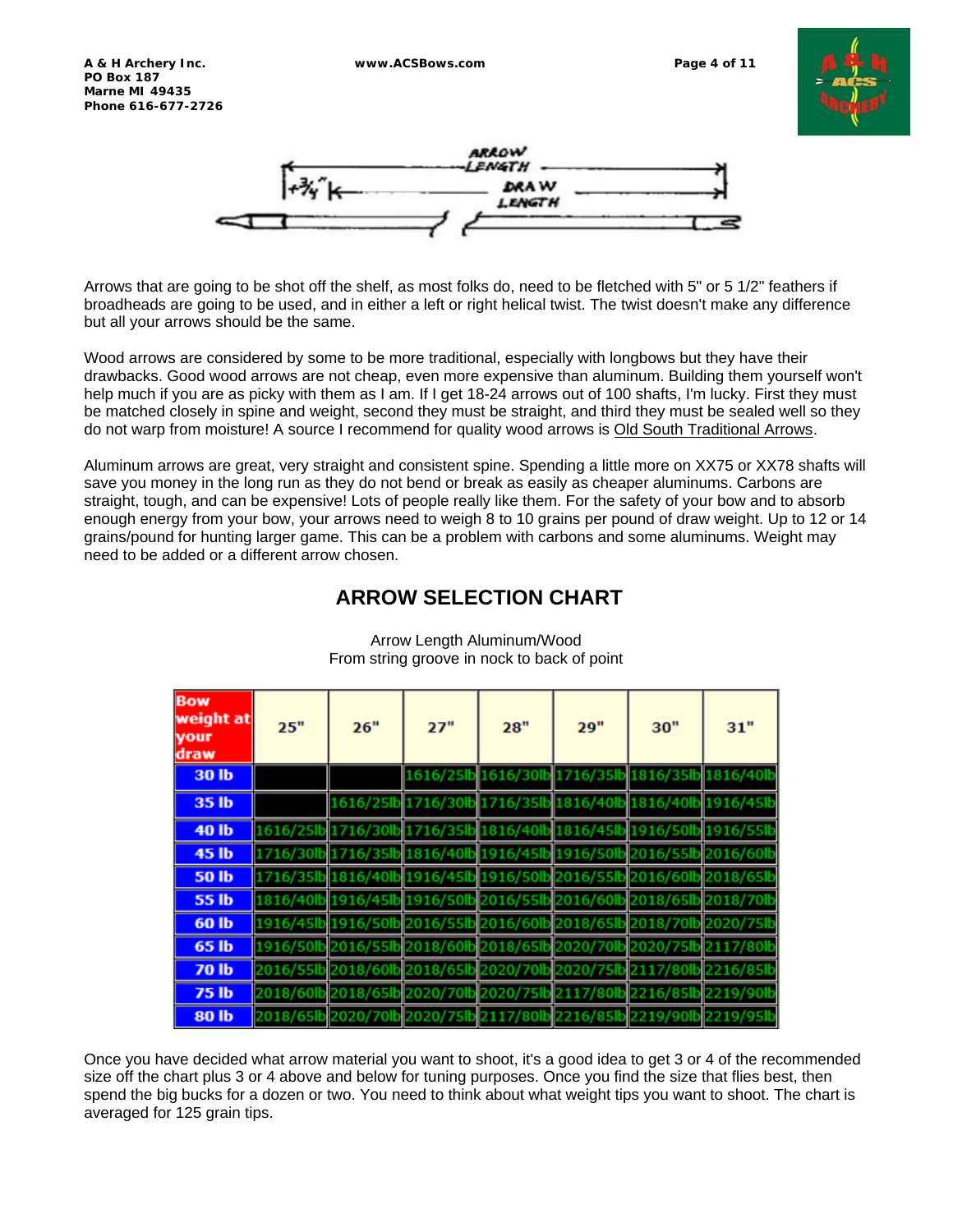Arrows that are going to be shot off the shelf, as most folks do, need to be fletched with 5" or 5 1/2" feathers if broadheads are going to be used, and in either a left or right helical twist. The twist doesn't make any difference but all your arrows should be the same.

Wood arrows are considered by some to be more traditional, especially with longbows but they have their drawbacks. Good wood arrows are not cheap, even more expensive than aluminum. Building them yourself won't help much if you are as picky with them as I am. If I get 18-24 arrows out of 100 shafts, I'm lucky. First they must be matched closely in spine and weight, second they must be straight, and third they must be sealed well so they do not warp from moisture! A source I recommend for quality wood arrows is Old South Traditional Arrows.

Aluminum arrows are great, very straight and consistent spine. Spending a little more on XX75 or XX78 shafts will save you money in the long run as they do not bend or break as easily as cheaper aluminums. Carbons are straight, tough, and can be expensive! Lots of people really like them. For the safety of your bow and to absorb enough energy from your bow, your arrows need to weigh 8 to 10 grains per pound of draw weight. Up to 12 or 14 grains/pound for hunting larger game. This can be a problem with carbons and some aluminums. Weight may need to be added or a different arrow chosen.

## ARROW SELECTION CHART

Arrow Length Aluminum/Wood
From string groove in nock to back of point

| Bow weight at your draw | 25" | 26" | 27" | 28" | 29" | 30" | 31" |
|---|---|---|---|---|---|---|---|
| 30 lb | | | 1616/25lb | 1616/30lb | 1716/35lb | 1816/35lb | 1816/40lb |
| 35 lb | | 1616/25lb | 1716/30lb | 1716/35lb | 1816/40lb | 1816/40lb | 1916/45lb |
| 40 lb | 1616/25lb | 1716/30lb | 1716/35lb | 1816/40lb | 1816/45lb | 1916/50lb | 1916/55lb |
| 45 lb | 1716/30lb | 1716/35lb | 1816/40lb | 1916/45lb | 1916/50lb | 2016/55lb | 2016/60lb |
| 50 lb | 1716/35lb | 1816/40lb | 1916/45lb | 1916/50lb | 2016/55lb | 2016/60lb | 2018/65lb |
| 55 lb | 1816/40lb | 1916/45lb | 1916/50lb | 2016/55lb | 2016/60lb | 2018/65lb | 2018/70lb |
| 60 lb | 1916/45lb | 1916/50lb | 2016/55lb | 2016/60lb | 2018/65lb | 2018/70lb | 2020/75lb |
| 65 lb | 1916/50lb | 2016/55lb | 2018/60lb | 2018/65lb | 2020/70lb | 2020/75lb | 2117/80lb |
| 70 lb | 2016/55lb | 2018/60lb | 2018/65lb | 2020/70lb | 2020/75lb | 2117/80lb | 2216/85lb |
| 75 lb | 2018/60lb | 2018/65lb | 2020/70lb | 2020/75lb | 2117/80lb | 2216/85lb | 2219/90lb |
| 80 lb | 2018/65lb | 2020/70lb | 2020/75lb | 2117/80lb | 2216/85lb | 2219/90lb | 2219/95lb |

Once you have decided what arrow material you want to shoot, it's a good idea to get 3 or 4 of the recommended size off the chart plus 3 or 4 above and below for tuning purposes. Once you find the size that flies best, then spend the big bucks for a dozen or two. You need to think about what weight tips you want to shoot. The chart is averaged for 125 grain tips.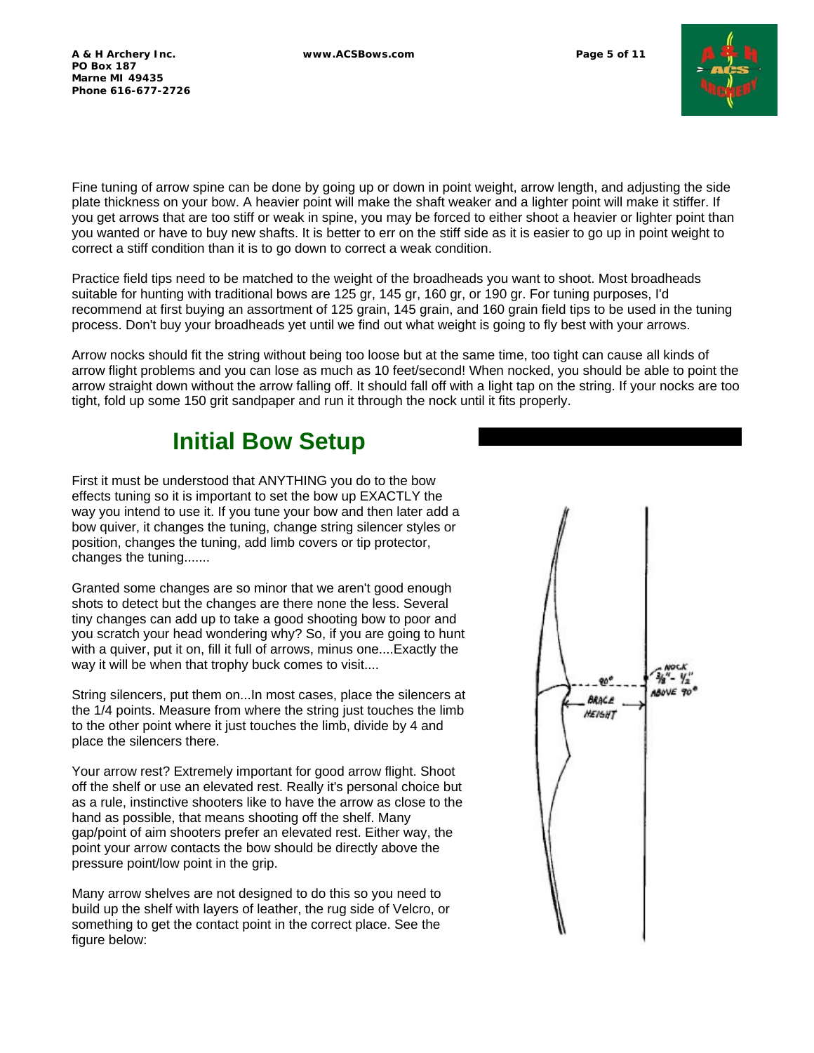Fine tuning of arrow spine can be done by going up or down in point weight, arrow length, and adjusting the side plate thickness on your bow. A heavier point will make the shaft weaker and a lighter point will make it stiffer. If you get arrows that are too stiff or weak in spine, you may be forced to either shoot a heavier or lighter point than you wanted or have to buy new shafts. It is better to err on the stiff side as it is easier to go up in point weight to correct a stiff condition than it is to go down to correct a weak condition.

Practice field tips need to be matched to the weight of the broadheads you want to shoot. Most broadheads suitable for hunting with traditional bows are 125 gr, 145 gr, 160 gr, or 190 gr. For tuning purposes, I'd recommend at first buying an assortment of 125 grain, 145 grain, and 160 grain field tips to be used in the tuning process. Don't buy your broadheads yet until we find out what weight is going to fly best with your arrows.

Arrow nocks should fit the string without being too loose but at the same time, too tight can cause all kinds of arrow flight problems and you can lose as much as 10 feet/second! When nocked, you should be able to point the arrow straight down without the arrow falling off. It should fall off with a light tap on the string. If your nocks are too tight, fold up some 150 grit sandpaper and run it through the nock until it fits properly.

## Initial Bow Setup

First it must be understood that ANYTHING you do to the bow effects tuning so it is important to set the bow up EXACTLY the way you intend to use it. If you tune your bow and then later add a bow quiver, it changes the tuning, change string silencer styles or position, changes the tuning, add limb covers or tip protector, changes the tuning.......

Granted some changes are so minor that we aren't good enough shots to detect but the changes are there none the less. Several tiny changes can add up to take a good shooting bow to poor and you scratch your head wondering why? So, if you are going to hunt with a quiver, put it on, fill it full of arrows, minus one....Exactly the way it will be when that trophy buck comes to visit....

String silencers, put them on...In most cases, place the silencers at the 1/4 points. Measure from where the string just touches the limb to the other point where it just touches the limb, divide by 4 and place the silencers there.

Your arrow rest? Extremely important for good arrow flight. Shoot off the shelf or use an elevated rest. Really it's personal choice but as a rule, instinctive shooters like to have the arrow as close to the hand as possible, that means shooting off the shelf. Many gap/point of aim shooters prefer an elevated rest. Either way, the point your arrow contacts the bow should be directly above the pressure point/low point in the grip.

Many arrow shelves are not designed to do this so you need to build up the shelf with layers of leather, the rug side of Velcro, or something to get the contact point in the correct place. See the figure below:

90°
BRACE HEIGHT
NOCK 3/8" - 1/2" ABOVE 90°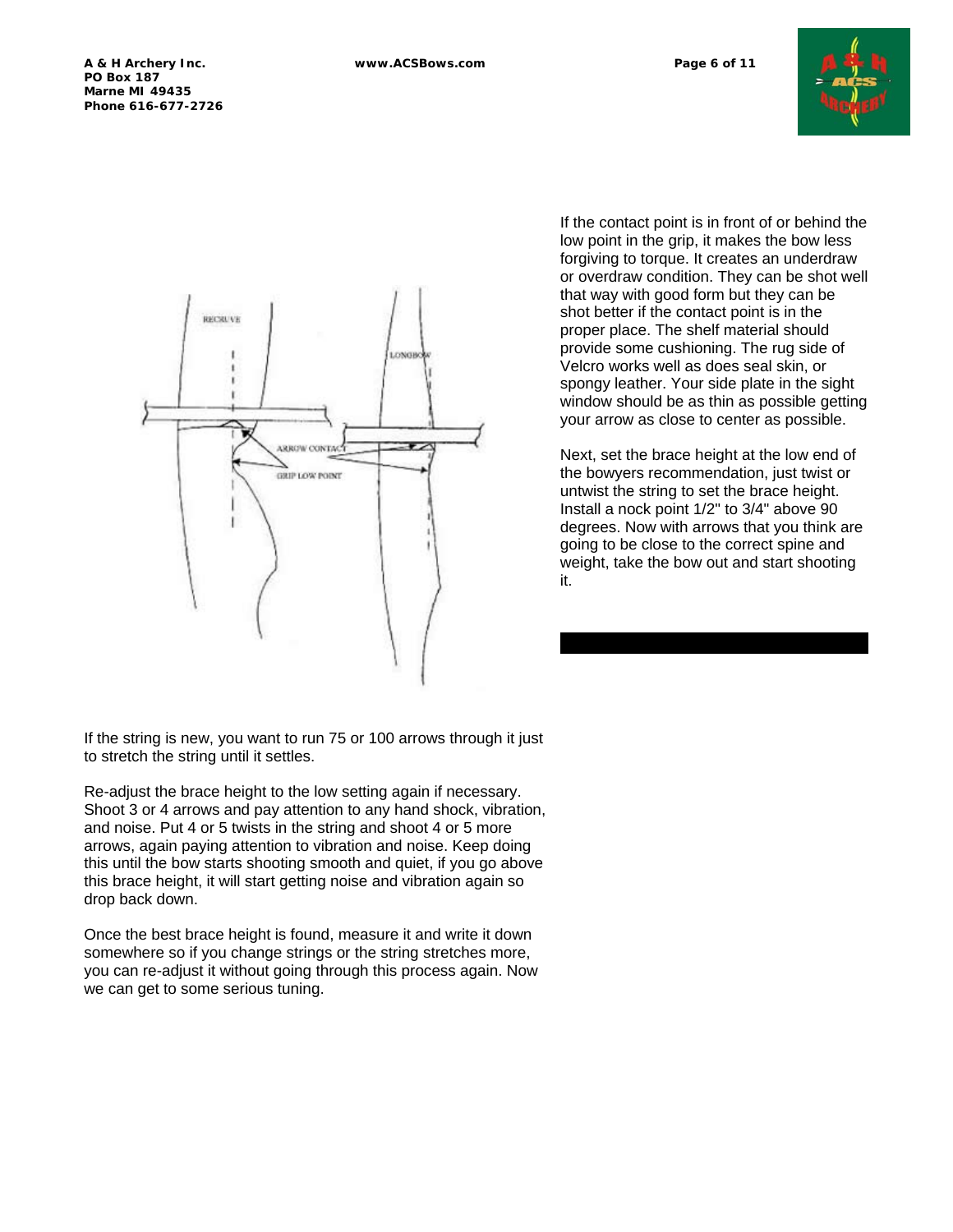RECURVE

LONGBOW

ARROW CONTACT

GRIP LOW POINT

If the contact point is in front of or behind the low point in the grip, it makes the bow less forgiving to torque. It creates an underdraw or overdraw condition. They can be shot well that way with good form but they can be shot better if the contact point is in the proper place. The shelf material should provide some cushioning. The rug side of Velcro works well as does seal skin, or spongy leather. Your side plate in the sight window should be as thin as possible getting your arrow as close to center as possible.

Next, set the brace height at the low end of the bowyers recommendation, just twist or untwist the string to set the brace height. Install a nock point 1/2" to 3/4" above 90 degrees. Now with arrows that you think are going to be close to the correct spine and weight, take the bow out and start shooting it.

If the string is new, you want to run 75 or 100 arrows through it just to stretch the string until it settles.

Re-adjust the brace height to the low setting again if necessary. Shoot 3 or 4 arrows and pay attention to any hand shock, vibration, and noise. Put 4 or 5 twists in the string and shoot 4 or 5 more arrows, again paying attention to vibration and noise. Keep doing this until the bow starts shooting smooth and quiet, if you go above this brace height, it will start getting noise and vibration again so drop back down.

Once the best brace height is found, measure it and write it down somewhere so if you change strings or the string stretches more, you can re-adjust it without going through this process again. Now we can get to some serious tuning.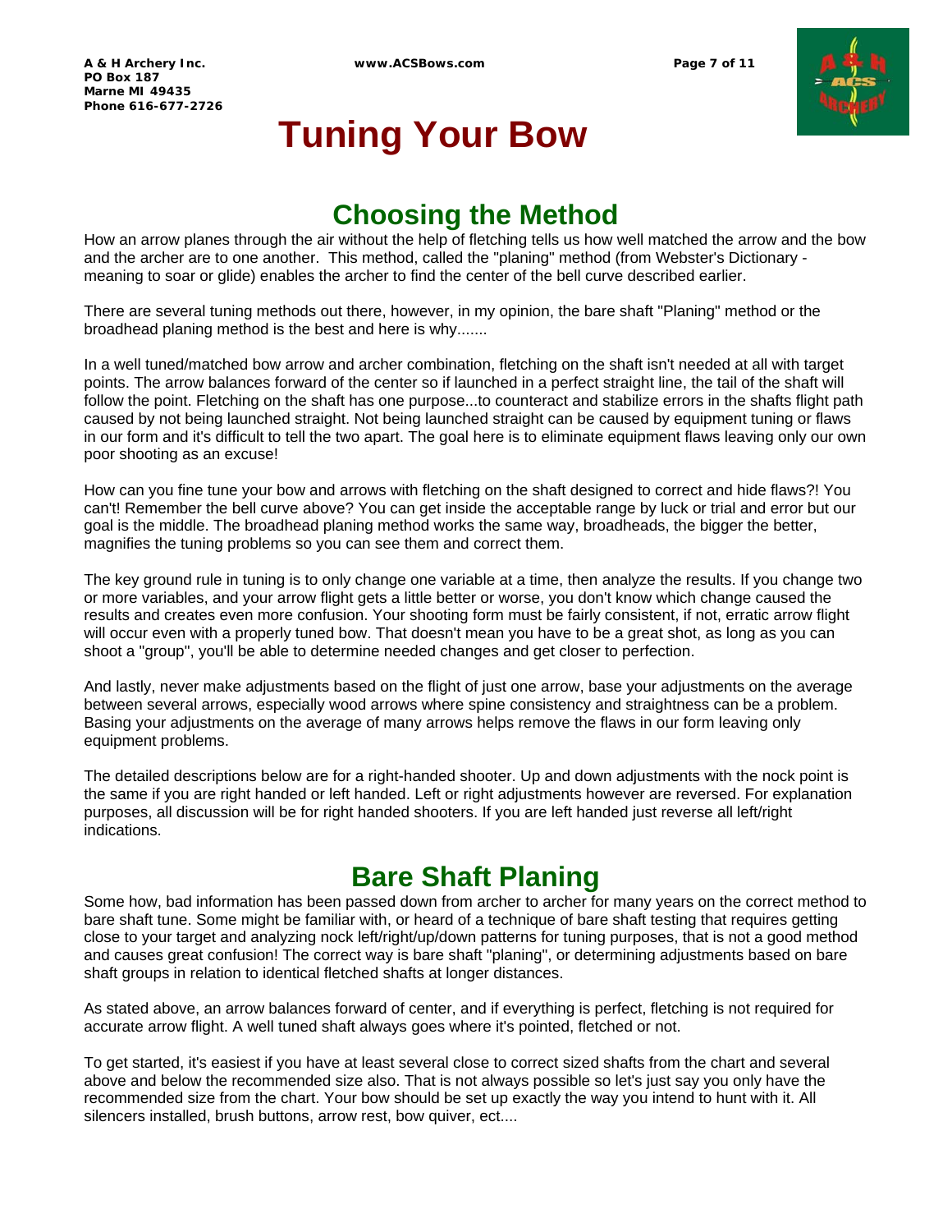# Tuning Your Bow

## Choosing the Method

How an arrow planes through the air without the help of fletching tells us how well matched the arrow and the bow and the archer are to one another. This method, called the "planing" method (from Webster's Dictionary - meaning to soar or glide) enables the archer to find the center of the bell curve described earlier.

There are several tuning methods out there, however, in my opinion, the bare shaft "Planing" method or the broadhead planing method is the best and here is why.......

In a well tuned/matched bow arrow and archer combination, fletching on the shaft isn't needed at all with target points. The arrow balances forward of the center so if launched in a perfect straight line, the tail of the shaft will follow the point. Fletching on the shaft has one purpose...to counteract and stabilize errors in the shafts flight path caused by not being launched straight. Not being launched straight can be caused by equipment tuning or flaws in our form and it's difficult to tell the two apart. The goal here is to eliminate equipment flaws leaving only our own poor shooting as an excuse!

How can you fine tune your bow and arrows with fletching on the shaft designed to correct and hide flaws?! You can't! Remember the bell curve above? You can get inside the acceptable range by luck or trial and error but our goal is the middle. The broadhead planing method works the same way, broadheads, the bigger the better, magnifies the tuning problems so you can see them and correct them.

The key ground rule in tuning is to only change one variable at a time, then analyze the results. If you change two or more variables, and your arrow flight gets a little better or worse, you don't know which change caused the results and creates even more confusion. Your shooting form must be fairly consistent, if not, erratic arrow flight will occur even with a properly tuned bow. That doesn't mean you have to be a great shot, as long as you can shoot a "group", you'll be able to determine needed changes and get closer to perfection.

And lastly, never make adjustments based on the flight of just one arrow, base your adjustments on the average between several arrows, especially wood arrows where spine consistency and straightness can be a problem. Basing your adjustments on the average of many arrows helps remove the flaws in our form leaving only equipment problems.

The detailed descriptions below are for a right-handed shooter. Up and down adjustments with the nock point is the same if you are right handed or left handed. Left or right adjustments however are reversed. For explanation purposes, all discussion will be for right handed shooters. If you are left handed just reverse all left/right indications.

## Bare Shaft Planing

Some how, bad information has been passed down from archer to archer for many years on the correct method to bare shaft tune. Some might be familiar with, or heard of a technique of bare shaft testing that requires getting close to your target and analyzing nock left/right/up/down patterns for tuning purposes, that is not a good method and causes great confusion! The correct way is bare shaft "planing", or determining adjustments based on bare shaft groups in relation to identical fletched shafts at longer distances.

As stated above, an arrow balances forward of center, and if everything is perfect, fletching is not required for accurate arrow flight. A well tuned shaft always goes where it's pointed, fletched or not.

To get started, it's easiest if you have at least several close to correct sized shafts from the chart and several above and below the recommended size also. That is not always possible so let's just say you only have the recommended size from the chart. Your bow should be set up exactly the way you intend to hunt with it. All silencers installed, brush buttons, arrow rest, bow quiver, ect....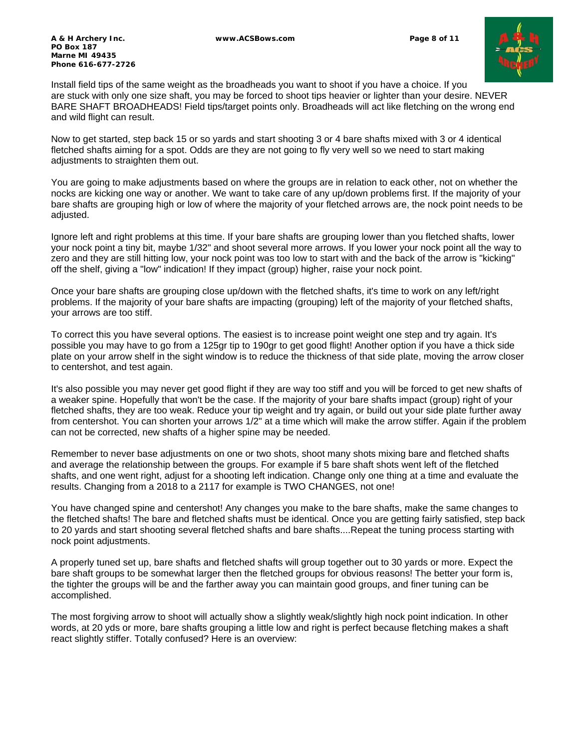Install field tips of the same weight as the broadheads you want to shoot if you have a choice. If you are stuck with only one size shaft, you may be forced to shoot tips heavier or lighter than your desire. NEVER BARE SHAFT BROADHEADS! Field tips/target points only. Broadheads will act like fletching on the wrong end and wild flight can result.

Now to get started, step back 15 or so yards and start shooting 3 or 4 bare shafts mixed with 3 or 4 identical fletched shafts aiming for a spot. Odds are they are not going to fly very well so we need to start making adjustments to straighten them out.

You are going to make adjustments based on where the groups are in relation to each other, not on whether the nocks are kicking one way or another. We want to take care of any up/down problems first. If the majority of your bare shafts are grouping high or low of where the majority of your fletched arrows are, the nock point needs to be adjusted.

Ignore left and right problems at this time. If your bare shafts are grouping lower than you fletched shafts, lower your nock point a tiny bit, maybe 1/32" and shoot several more arrows. If you lower your nock point all the way to zero and they are still hitting low, your nock point was too low to start with and the back of the arrow is "kicking" off the shelf, giving a "low" indication! If they impact (group) higher, raise your nock point.

Once your bare shafts are grouping close up/down with the fletched shafts, it's time to work on any left/right problems. If the majority of your bare shafts are impacting (grouping) left of the majority of your fletched shafts, your arrows are too stiff.

To correct this you have several options. The easiest is to increase point weight one step and try again. It's possible you may have to go from a 125gr tip to 190gr to get good flight! Another option if you have a thick side plate on your arrow shelf in the sight window is to reduce the thickness of that side plate, moving the arrow closer to centershot, and test again.

It's also possible you may never get good flight if they are way too stiff and you will be forced to get new shafts of a weaker spine. Hopefully that won't be the case. If the majority of your bare shafts impact (group) right of your fletched shafts, they are too weak. Reduce your tip weight and try again, or build out your side plate further away from centershot. You can shorten your arrows 1/2" at a time which will make the arrow stiffer. Again if the problem can not be corrected, new shafts of a higher spine may be needed.

Remember to never base adjustments on one or two shots, shoot many shots mixing bare and fletched shafts and average the relationship between the groups. For example if 5 bare shaft shots went left of the fletched shafts, and one went right, adjust for a shooting left indication. Change only one thing at a time and evaluate the results. Changing from a 2018 to a 2117 for example is TWO CHANGES, not one!

You have changed spine and centershot! Any changes you make to the bare shafts, make the same changes to the fletched shafts! The bare and fletched shafts must be identical. Once you are getting fairly satisfied, step back to 20 yards and start shooting several fletched shafts and bare shafts....Repeat the tuning process starting with nock point adjustments.

A properly tuned set up, bare shafts and fletched shafts will group together out to 30 yards or more. Expect the bare shaft groups to be somewhat larger then the fletched groups for obvious reasons! The better your form is, the tighter the groups will be and the farther away you can maintain good groups, and finer tuning can be accomplished.

The most forgiving arrow to shoot will actually show a slightly weak/slightly high nock point indication. In other words, at 20 yds or more, bare shafts grouping a little low and right is perfect because fletching makes a shaft react slightly stiffer. Totally confused? Here is an overview: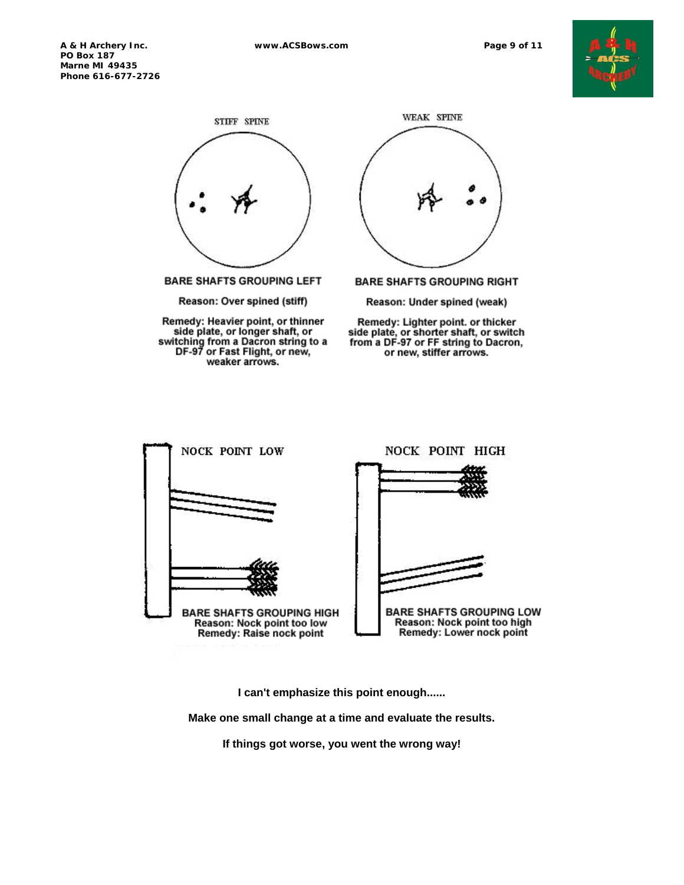STIFF SPINE

**BARE SHAFTS GROUPING LEFT**

**Reason: Over spined (stiff)**

**Remedy: Heavier point, or thinner side plate, or longer shaft, or switching from a Dacron string to a DF-97 or Fast Flight, or new, weaker arrows.**

WEAK SPINE

**BARE SHAFTS GROUPING RIGHT**

**Reason: Under spined (weak)**

**Remedy: Lighter point. or thicker side plate, or shorter shaft, or switch from a DF-97 or FF string to Dacron, or new, stiffer arrows.**

NOCK POINT LOW

**BARE SHAFTS GROUPING HIGH**
**Reason: Nock point too low**
**Remedy: Raise nock point**

NOCK POINT HIGH

**BARE SHAFTS GROUPING LOW**
**Reason: Nock point too high**
**Remedy: Lower nock point**

**I can't emphasize this point enough......**

**Make one small change at a time and evaluate the results.**

**If things got worse, you went the wrong way!**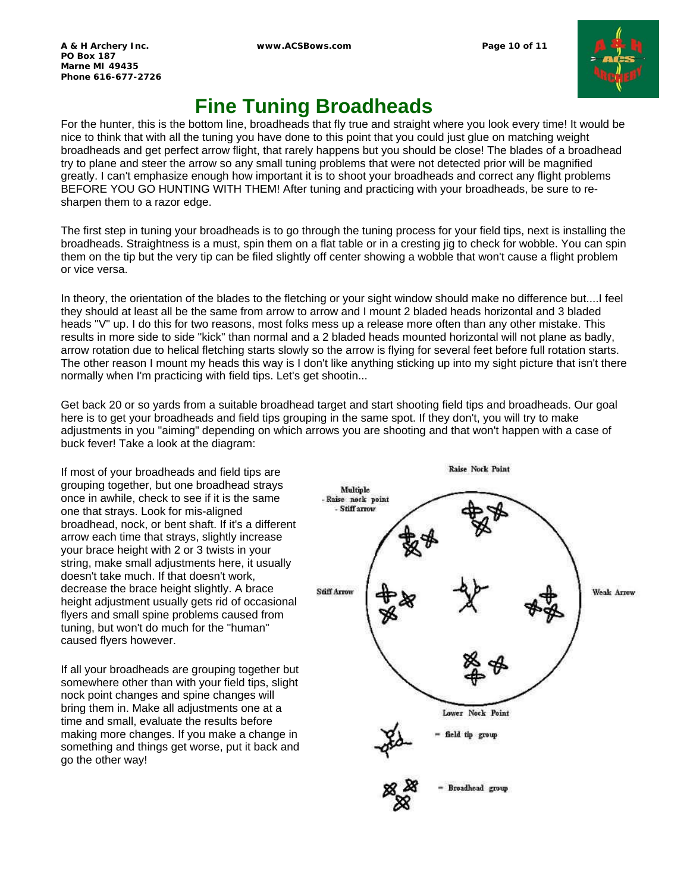# Fine Tuning Broadheads

For the hunter, this is the bottom line, broadheads that fly true and straight where you look every time! It would be nice to think that with all the tuning you have done to this point that you could just glue on matching weight broadheads and get perfect arrow flight, that rarely happens but you should be close! The blades of a broadhead try to plane and steer the arrow so any small tuning problems that were not detected prior will be magnified greatly. I can't emphasize enough how important it is to shoot your broadheads and correct any flight problems BEFORE YOU GO HUNTING WITH THEM! After tuning and practicing with your broadheads, be sure to re-sharpen them to a razor edge.

The first step in tuning your broadheads is to go through the tuning process for your field tips, next is installing the broadheads. Straightness is a must, spin them on a flat table or in a cresting jig to check for wobble. You can spin them on the tip but the very tip can be filed slightly off center showing a wobble that won't cause a flight problem or vice versa.

In theory, the orientation of the blades to the fletching or your sight window should make no difference but....I feel they should at least all be the same from arrow to arrow and I mount 2 bladed heads horizontal and 3 bladed heads "V" up. I do this for two reasons, most folks mess up a release more often than any other mistake. This results in more side to side "kick" than normal and a 2 bladed heads mounted horizontal will not plane as badly, arrow rotation due to helical fletching starts slowly so the arrow is flying for several feet before full rotation starts. The other reason I mount my heads this way is I don't like anything sticking up into my sight picture that isn't there normally when I'm practicing with field tips. Let's get shootin...

Get back 20 or so yards from a suitable broadhead target and start shooting field tips and broadheads. Our goal here is to get your broadheads and field tips grouping in the same spot. If they don't, you will try to make adjustments in you "aiming" depending on which arrows you are shooting and that won't happen with a case of buck fever! Take a look at the diagram:

If most of your broadheads and field tips are grouping together, but one broadhead strays once in awhile, check to see if it is the same one that strays. Look for mis-aligned broadhead, nock, or bent shaft. If it's a different arrow each time that strays, slightly increase your brace height with 2 or 3 twists in your string, make small adjustments here, it usually doesn't take much. If that doesn't work, decrease the brace height slightly. A brace height adjustment usually gets rid of occasional flyers and small spine problems caused from tuning, but won't do much for the "human" caused flyers however.

If all your broadheads are grouping together but somewhere other than with your field tips, slight nock point changes and spine changes will bring them in. Make all adjustments one at a time and small, evaluate the results before making more changes. If you make a change in something and things get worse, put it back and go the other way!

Raise Nock Point

Multiple
- Raise nock point
- Stiff arrow

Stiff Arrow

Weak Arrow

Lower Nock Point

= field tip group

= Broadhead group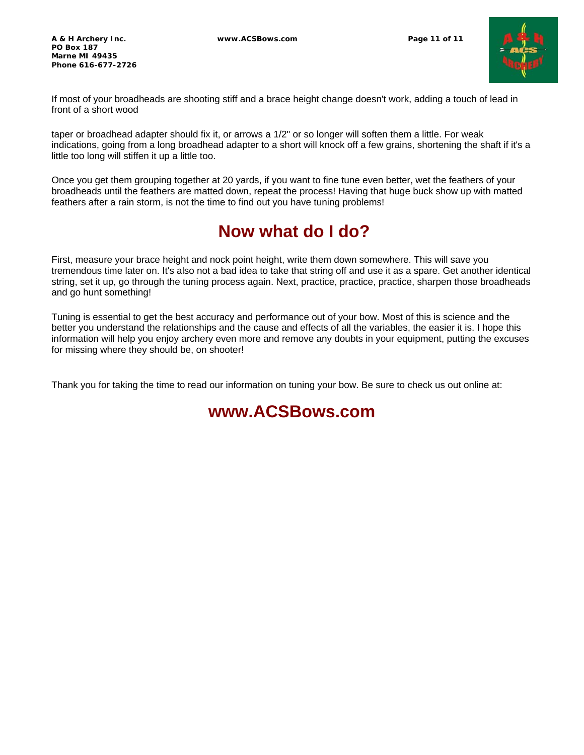If most of your broadheads are shooting stiff and a brace height change doesn't work, adding a touch of lead in front of a short wood

taper or broadhead adapter should fix it, or arrows a 1/2" or so longer will soften them a little. For weak indications, going from a long broadhead adapter to a short will knock off a few grains, shortening the shaft if it's a little too long will stiffen it up a little too.

Once you get them grouping together at 20 yards, if you want to fine tune even better, wet the feathers of your broadheads until the feathers are matted down, repeat the process! Having that huge buck show up with matted feathers after a rain storm, is not the time to find out you have tuning problems!

## Now what do I do?

First, measure your brace height and nock point height, write them down somewhere. This will save you tremendous time later on. It's also not a bad idea to take that string off and use it as a spare. Get another identical string, set it up, go through the tuning process again. Next, practice, practice, practice, sharpen those broadheads and go hunt something!

Tuning is essential to get the best accuracy and performance out of your bow. Most of this is science and the better you understand the relationships and the cause and effects of all the variables, the easier it is. I hope this information will help you enjoy archery even more and remove any doubts in your equipment, putting the excuses for missing where they should be, on shooter!

Thank you for taking the time to read our information on tuning your bow. Be sure to check us out online at:

## www.ACSBows.com